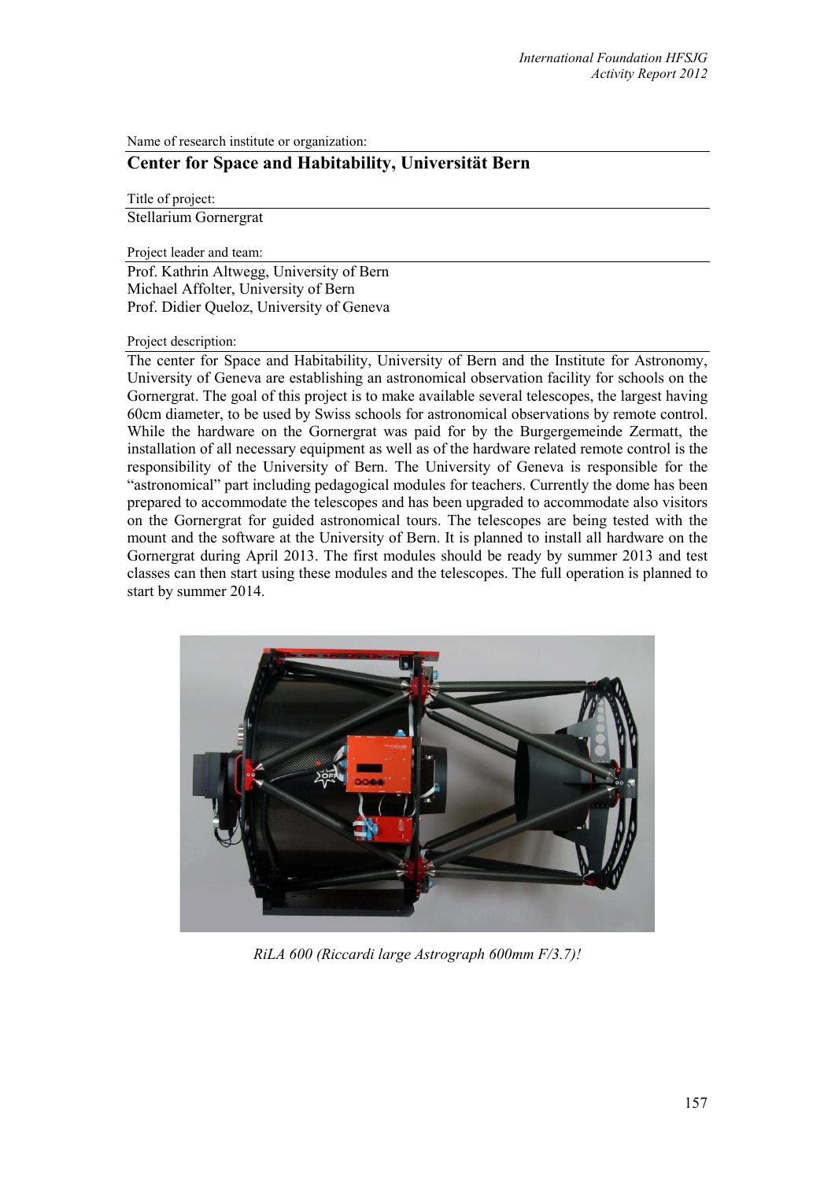Name of research institute or organization:

## Center for Space and Habitability, Universität Bern

Title of project:

Stellarium Gornergrat

Project leader and team:

Prof. Kathrin Altwegg, University of Bern
Michael Affolter, University of Bern
Prof. Didier Queloz, University of Geneva

Project description:

The center for Space and Habitability, University of Bern and the Institute for Astronomy, University of Geneva are establishing an astronomical observation facility for schools on the Gornergrat. The goal of this project is to make available several telescopes, the largest having 60cm diameter, to be used by Swiss schools for astronomical observations by remote control. While the hardware on the Gornergrat was paid for by the Burgergemeinde Zermatt, the installation of all necessary equipment as well as of the hardware related remote control is the responsibility of the University of Bern. The University of Geneva is responsible for the "astronomical" part including pedagogical modules for teachers. Currently the dome has been prepared to accommodate the telescopes and has been upgraded to accommodate also visitors on the Gornergrat for guided astronomical tours. The telescopes are being tested with the mount and the software at the University of Bern. It is planned to install all hardware on the Gornergrat during April 2013. The first modules should be ready by summer 2013 and test classes can then start using these modules and the telescopes. The full operation is planned to start by summer 2014.

*RiLA 600 (Riccardi large Astrograph 600mm F/3.7)!*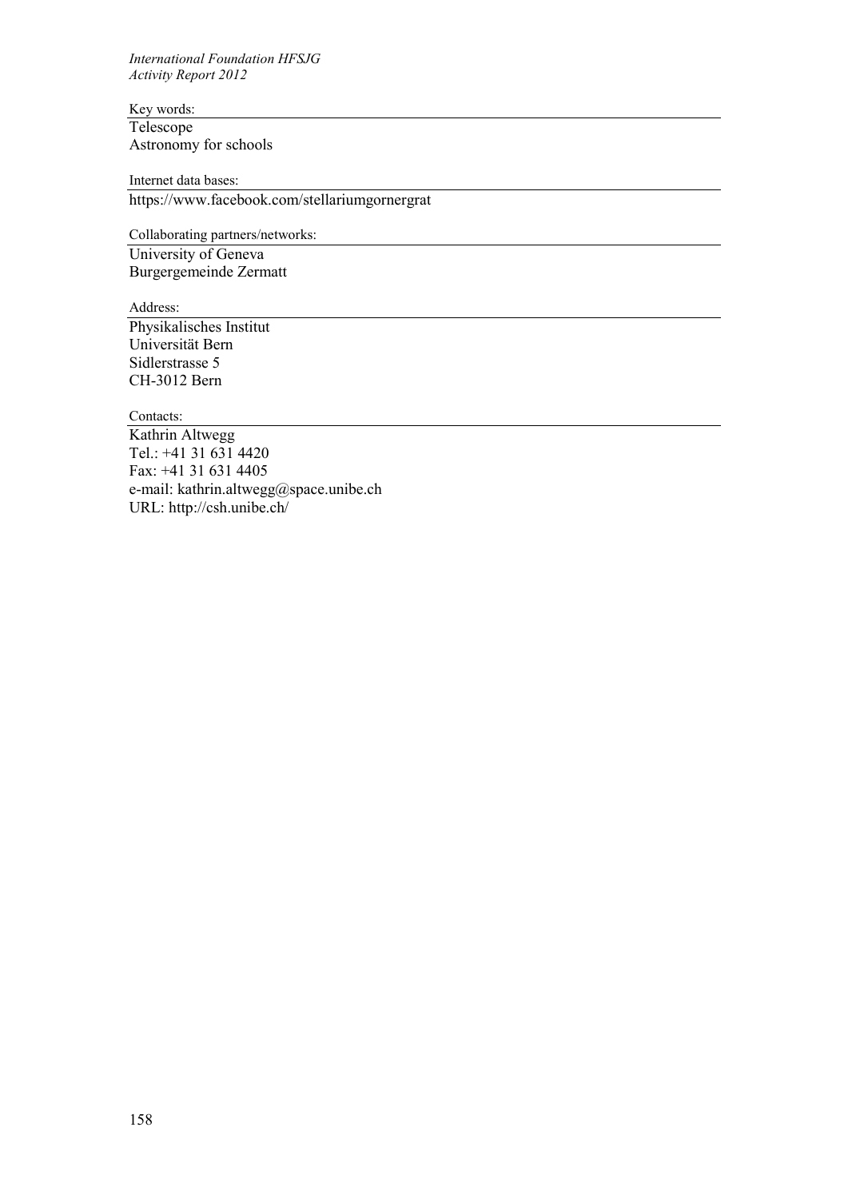Key words:

Telescope
Astronomy for schools

Internet data bases:

https://www.facebook.com/stellariumgornergrat

Collaborating partners/networks:

University of Geneva
Burgergemeinde Zermatt

Address:

Physikalisches Institut
Universität Bern
Sidlerstrasse 5
CH-3012 Bern

Contacts:

Kathrin Altwegg
Tel.: +41 31 631 4420
Fax: +41 31 631 4405
e-mail: kathrin.altwegg@space.unibe.ch
URL: http://csh.unibe.ch/